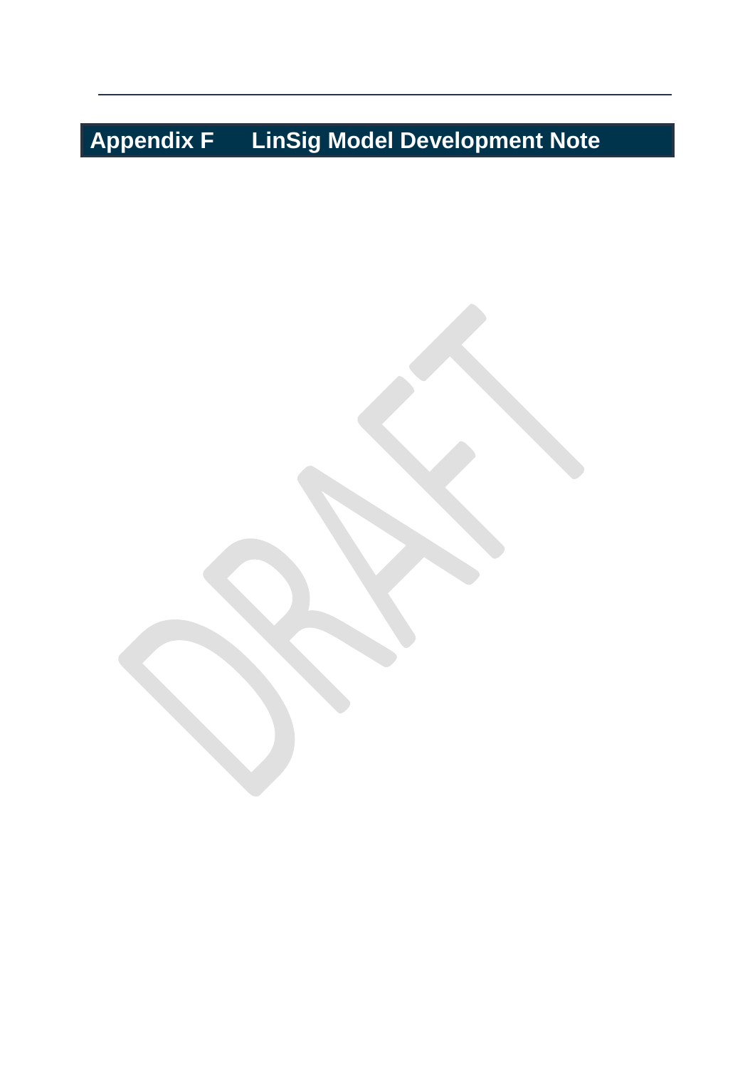# Appendix F LinSig Model Development Note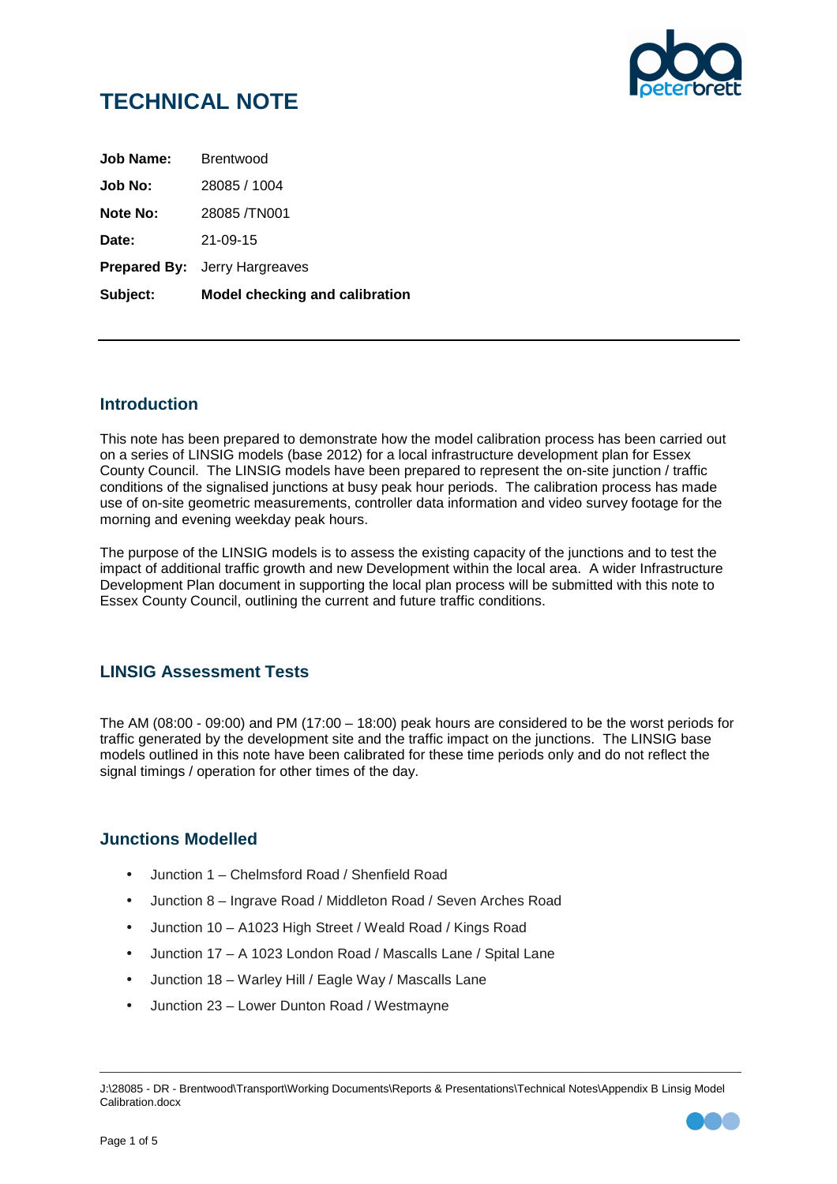# TECHNICAL NOTE

**Job Name:** Brentwood

**Job No:** 28085 / 1004

**Note No:** 28085 /TN001

**Date:** 21-09-15

**Prepared By:** Jerry Hargreaves

**Subject:** **Model checking and calibration**

---

## Introduction

This note has been prepared to demonstrate how the model calibration process has been carried out on a series of LINSIG models (base 2012) for a local infrastructure development plan for Essex County Council. The LINSIG models have been prepared to represent the on-site junction / traffic conditions of the signalised junctions at busy peak hour periods. The calibration process has made use of on-site geometric measurements, controller data information and video survey footage for the morning and evening weekday peak hours.

The purpose of the LINSIG models is to assess the existing capacity of the junctions and to test the impact of additional traffic growth and new Development within the local area. A wider Infrastructure Development Plan document in supporting the local plan process will be submitted with this note to Essex County Council, outlining the current and future traffic conditions.

## LINSIG Assessment Tests

The AM (08:00 - 09:00) and PM (17:00 – 18:00) peak hours are considered to be the worst periods for traffic generated by the development site and the traffic impact on the junctions. The LINSIG base models outlined in this note have been calibrated for these time periods only and do not reflect the signal timings / operation for other times of the day.

## Junctions Modelled

- Junction 1 – Chelmsford Road / Shenfield Road
- Junction 8 – Ingrave Road / Middleton Road / Seven Arches Road
- Junction 10 – A1023 High Street / Weald Road / Kings Road
- Junction 17 – A 1023 London Road / Mascalls Lane / Spital Lane
- Junction 18 – Warley Hill / Eagle Way / Mascalls Lane
- Junction 23 – Lower Dunton Road / Westmayne

J:\28085 - DR - Brentwood\Transport\Working Documents\Reports & Presentations\Technical Notes\Appendix B Linsig Model Calibration.docx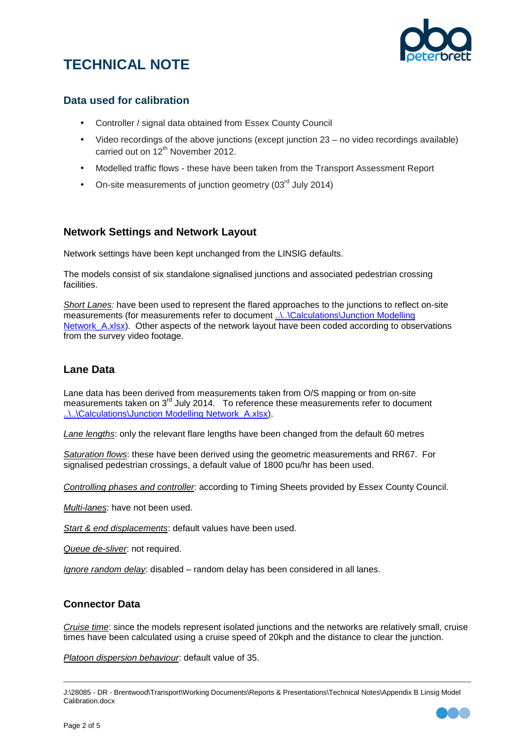# TECHNICAL NOTE

## Data used for calibration

- Controller / signal data obtained from Essex County Council
- Video recordings of the above junctions (except junction 23 – no video recordings available) carried out on 12th November 2012.
- Modelled traffic flows - these have been taken from the Transport Assessment Report
- On-site measurements of junction geometry (03rd July 2014)

## Network Settings and Network Layout

Network settings have been kept unchanged from the LINSIG defaults.

The models consist of six standalone signalised junctions and associated pedestrian crossing facilities.

*Short Lanes:* have been used to represent the flared approaches to the junctions to reflect on-site measurements (for measurements refer to document ..\..\Calculations\Junction Modelling Network_A.xlsx). Other aspects of the network layout have been coded according to observations from the survey video footage.

## Lane Data

Lane data has been derived from measurements taken from O/S mapping or from on-site measurements taken on 3rd July 2014. To reference these measurements refer to document ..\..\Calculations\Junction Modelling Network_A.xlsx).

*Lane lengths*: only the relevant flare lengths have been changed from the default 60 metres

*Saturation flows*: these have been derived using the geometric measurements and RR67. For signalised pedestrian crossings, a default value of 1800 pcu/hr has been used.

*Controlling phases and controller*: according to Timing Sheets provided by Essex County Council.

*Multi-lanes*: have not been used.

*Start & end displacements*: default values have been used.

*Queue de-sliver*: not required.

*Ignore random delay*: disabled – random delay has been considered in all lanes.

## Connector Data

*Cruise time*: since the models represent isolated junctions and the networks are relatively small, cruise times have been calculated using a cruise speed of 20kph and the distance to clear the junction.

*Platoon dispersion behaviour*: default value of 35.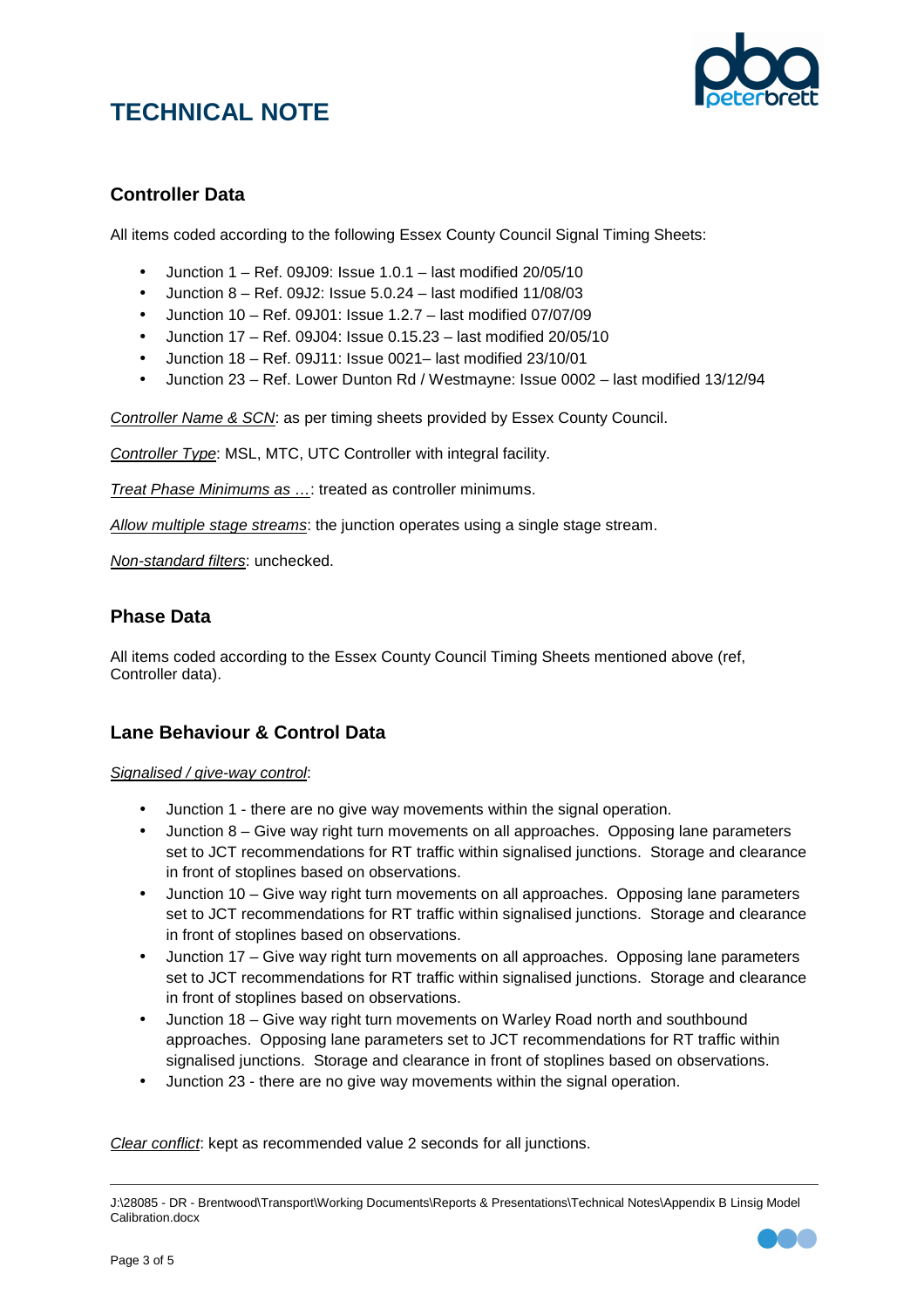# TECHNICAL NOTE

## Controller Data

All items coded according to the following Essex County Council Signal Timing Sheets:

- Junction 1 – Ref. 09J09: Issue 1.0.1 – last modified 20/05/10
- Junction 8 – Ref. 09J2: Issue 5.0.24 – last modified 11/08/03
- Junction 10 – Ref. 09J01: Issue 1.2.7 – last modified 07/07/09
- Junction 17 – Ref. 09J04: Issue 0.15.23 – last modified 20/05/10
- Junction 18 – Ref. 09J11: Issue 0021– last modified 23/10/01
- Junction 23 – Ref. Lower Dunton Rd / Westmayne: Issue 0002 – last modified 13/12/94

_Controller Name & SCN_: as per timing sheets provided by Essex County Council.

_Controller Type_: MSL, MTC, UTC Controller with integral facility.

_Treat Phase Minimums as …_: treated as controller minimums.

_Allow multiple stage streams_: the junction operates using a single stage stream.

_Non-standard filters_: unchecked.

## Phase Data

All items coded according to the Essex County Council Timing Sheets mentioned above (ref, Controller data).

## Lane Behaviour & Control Data

_Signalised / give-way control_:

- Junction 1 - there are no give way movements within the signal operation.
- Junction 8 – Give way right turn movements on all approaches. Opposing lane parameters set to JCT recommendations for RT traffic within signalised junctions. Storage and clearance in front of stoplines based on observations.
- Junction 10 – Give way right turn movements on all approaches. Opposing lane parameters set to JCT recommendations for RT traffic within signalised junctions. Storage and clearance in front of stoplines based on observations.
- Junction 17 – Give way right turn movements on all approaches. Opposing lane parameters set to JCT recommendations for RT traffic within signalised junctions. Storage and clearance in front of stoplines based on observations.
- Junction 18 – Give way right turn movements on Warley Road north and southbound approaches. Opposing lane parameters set to JCT recommendations for RT traffic within signalised junctions. Storage and clearance in front of stoplines based on observations.
- Junction 23 - there are no give way movements within the signal operation.

_Clear conflict_: kept as recommended value 2 seconds for all junctions.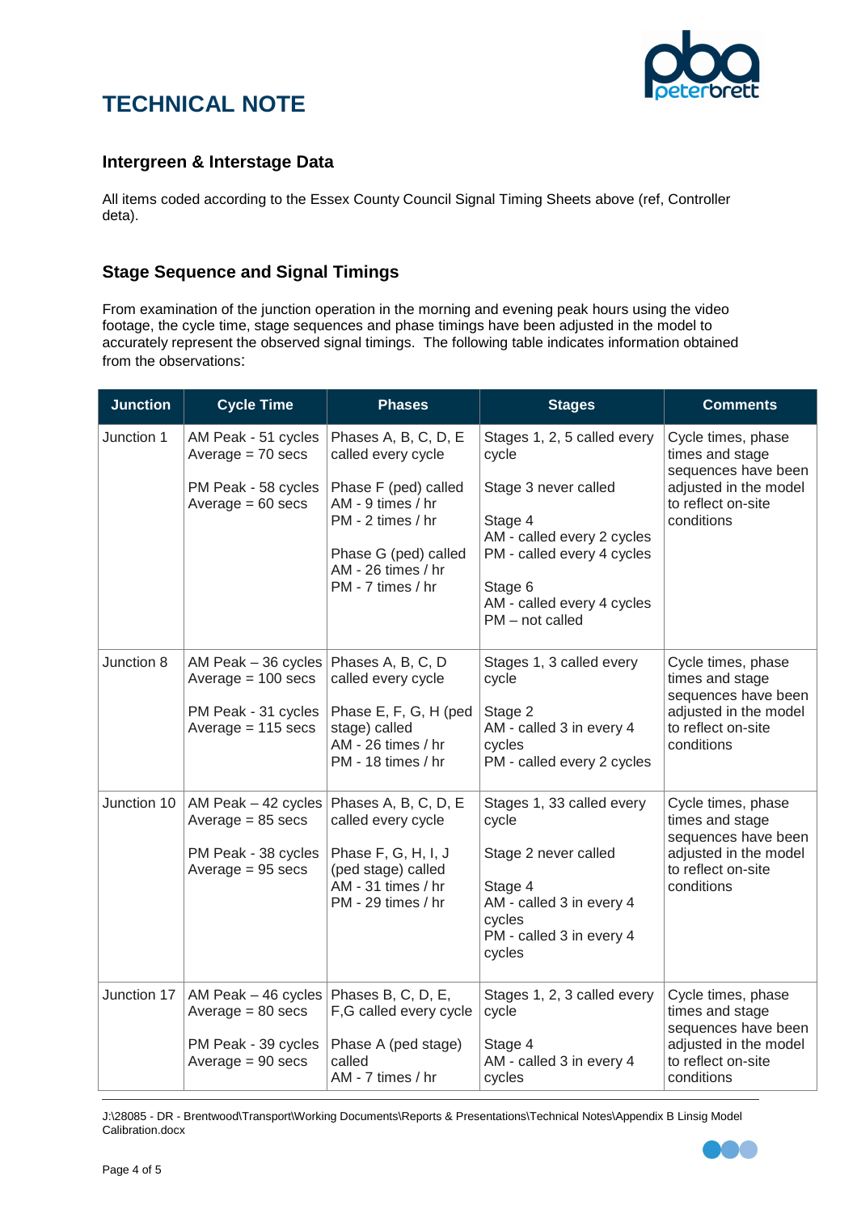# TECHNICAL NOTE

## Intergreen & Interstage Data

All items coded according to the Essex County Council Signal Timing Sheets above (ref, Controller deta).

## Stage Sequence and Signal Timings

From examination of the junction operation in the morning and evening peak hours using the video footage, the cycle time, stage sequences and phase timings have been adjusted in the model to accurately represent the observed signal timings. The following table indicates information obtained from the observations:

| Junction | Cycle Time | Phases | Stages | Comments |
|---|---|---|---|---|
| Junction 1 | AM Peak - 51 cycles Average = 70 secs<br><br>PM Peak - 58 cycles Average = 60 secs | Phases A, B, C, D, E called every cycle<br><br>Phase F (ped) called AM - 9 times / hr PM - 2 times / hr<br><br>Phase G (ped) called AM - 26 times / hr PM - 7 times / hr | Stages 1, 2, 5 called every cycle<br><br>Stage 3 never called<br><br>Stage 4 AM - called every 2 cycles PM - called every 4 cycles<br><br>Stage 6 AM - called every 4 cycles PM – not called | Cycle times, phase times and stage sequences have been adjusted in the model to reflect on-site conditions |
| Junction 8 | AM Peak – 36 cycles Average = 100 secs<br><br>PM Peak - 31 cycles Average = 115 secs | Phases A, B, C, D called every cycle<br><br>Phase E, F, G, H (ped stage) called AM - 26 times / hr PM - 18 times / hr | Stages 1, 3 called every cycle<br><br>Stage 2 AM - called 3 in every 4 cycles PM - called every 2 cycles | Cycle times, phase times and stage sequences have been adjusted in the model to reflect on-site conditions |
| Junction 10 | AM Peak – 42 cycles Average = 85 secs<br><br>PM Peak - 38 cycles Average = 95 secs | Phases A, B, C, D, E called every cycle<br><br>Phase F, G, H, I, J (ped stage) called AM - 31 times / hr PM - 29 times / hr | Stages 1, 33 called every cycle<br><br>Stage 2 never called<br><br>Stage 4 AM - called 3 in every 4 cycles PM - called 3 in every 4 cycles | Cycle times, phase times and stage sequences have been adjusted in the model to reflect on-site conditions |
| Junction 17 | AM Peak – 46 cycles Average = 80 secs<br><br>PM Peak - 39 cycles Average = 90 secs | Phases B, C, D, E, F,G called every cycle<br><br>Phase A (ped stage) called AM - 7 times / hr | Stages 1, 2, 3 called every cycle<br><br>Stage 4 AM - called 3 in every 4 cycles | Cycle times, phase times and stage sequences have been adjusted in the model to reflect on-site conditions |

J:\28085 - DR - Brentwood\Transport\Working Documents\Reports & Presentations\Technical Notes\Appendix B Linsig Model Calibration.docx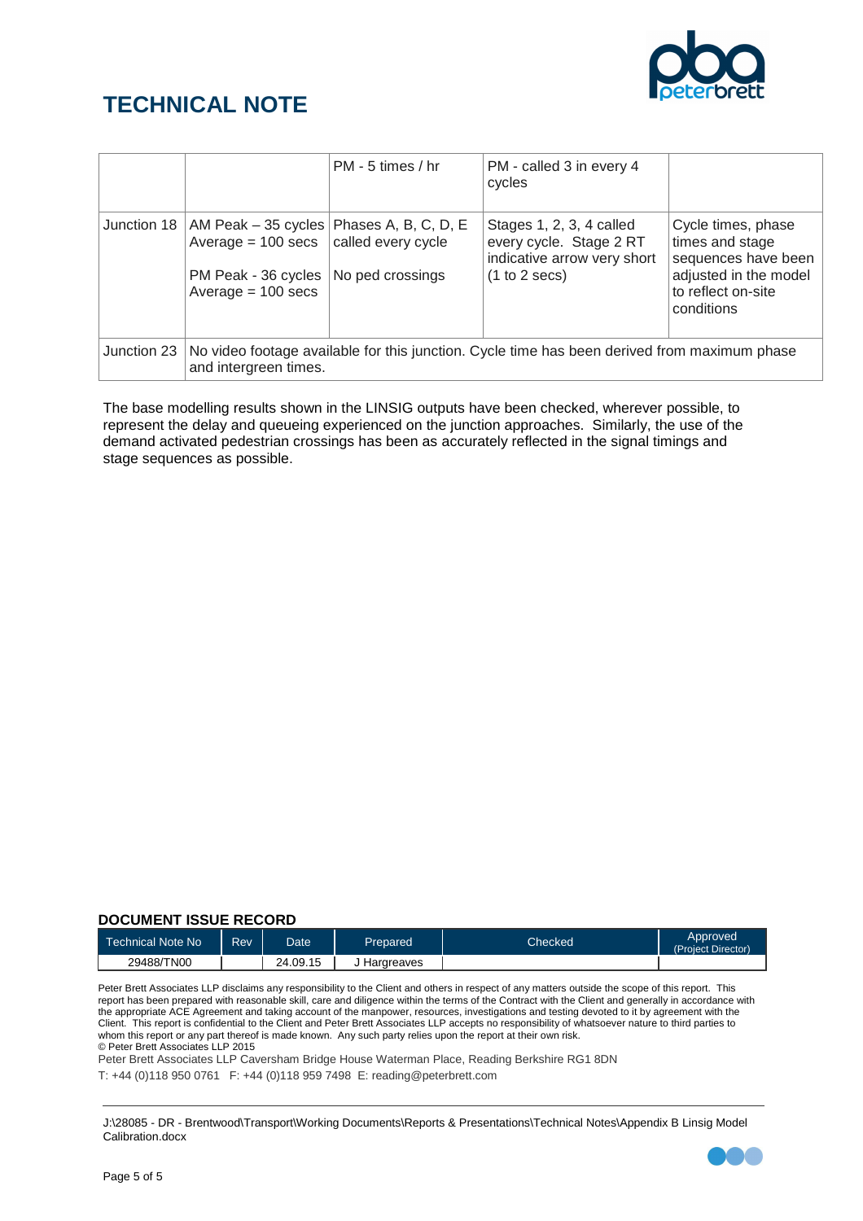# TECHNICAL NOTE

| | | | | |
|---|---|---|---|---|
| | | PM - 5 times / hr | PM - called 3 in every 4 cycles | |
| Junction 18 | AM Peak – 35 cycles Average = 100 secs<br><br>PM Peak - 36 cycles Average = 100 secs | Phases A, B, C, D, E called every cycle<br><br>No ped crossings | Stages 1, 2, 3, 4 called every cycle. Stage 2 RT indicative arrow very short (1 to 2 secs) | Cycle times, phase times and stage sequences have been adjusted in the model to reflect on-site conditions |
| Junction 23 | No video footage available for this junction. Cycle time has been derived from maximum phase and intergreen times. | | | |

The base modelling results shown in the LINSIG outputs have been checked, wherever possible, to represent the delay and queueing experienced on the junction approaches. Similarly, the use of the demand activated pedestrian crossings has been as accurately reflected in the signal timings and stage sequences as possible.

**DOCUMENT ISSUE RECORD**

| Technical Note No | Rev | Date | Prepared | Checked | Approved (Project Director) |
|---|---|---|---|---|---|
| 29488/TN00 | | 24.09.15 | J Hargreaves | | |

Peter Brett Associates LLP disclaims any responsibility to the Client and others in respect of any matters outside the scope of this report. This report has been prepared with reasonable skill, care and diligence within the terms of the Contract with the Client and generally in accordance with the appropriate ACE Agreement and taking account of the manpower, resources, investigations and testing devoted to it by agreement with the Client. This report is confidential to the Client and Peter Brett Associates LLP accepts no responsibility of whatsoever nature to third parties to whom this report or any part thereof is made known. Any such party relies upon the report at their own risk.
© Peter Brett Associates LLP 2015

Peter Brett Associates LLP Caversham Bridge House Waterman Place, Reading Berkshire RG1 8DN

T: +44 (0)118 950 0761 F: +44 (0)118 959 7498 E: reading@peterbrett.com

J:\28085 - DR - Brentwood\Transport\Working Documents\Reports & Presentations\Technical Notes\Appendix B Linsig Model Calibration.docx